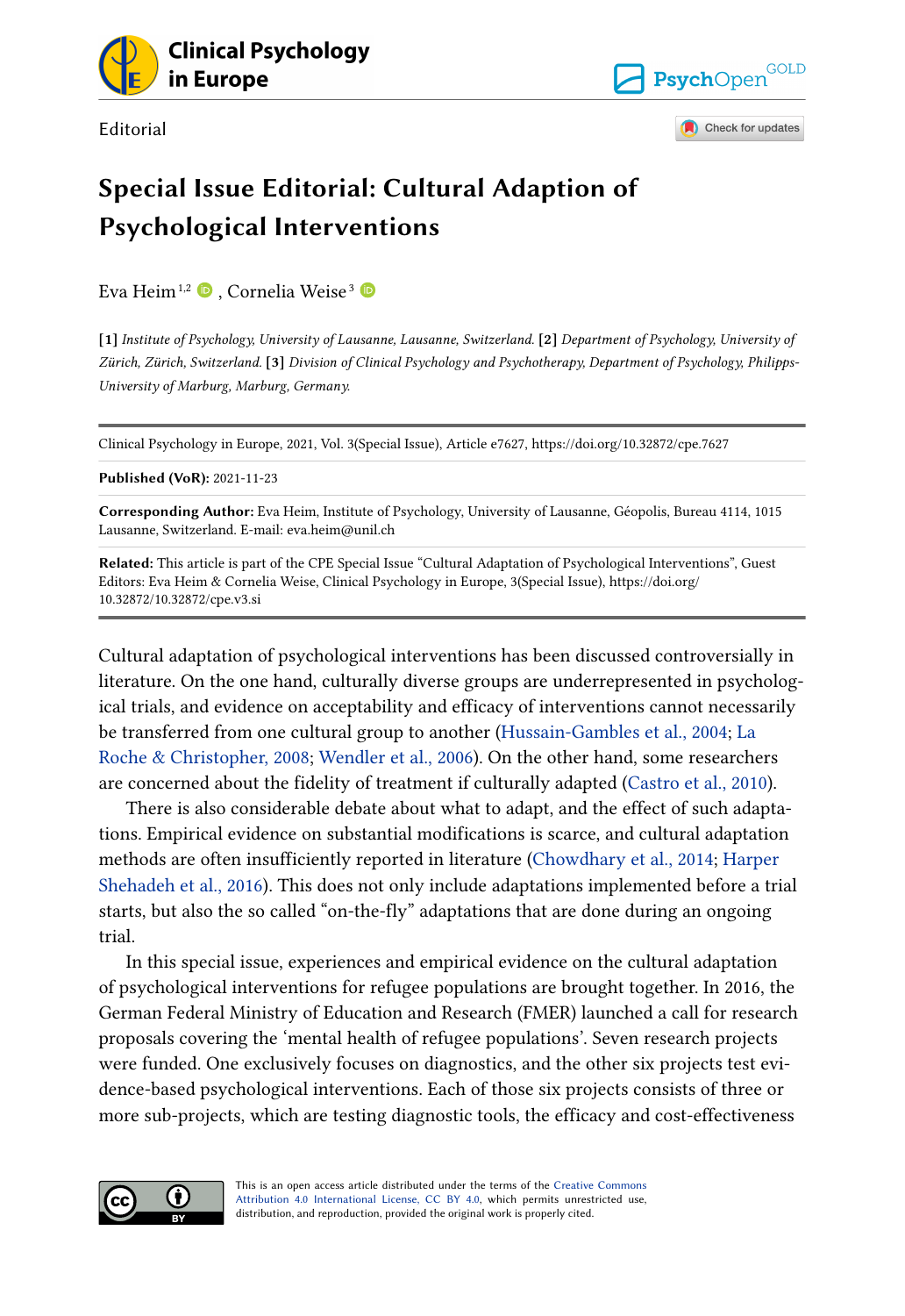Editorial

# Special Issue Editorial: Cultural Adaption of Psychological Interventions

Eva Heim [1,2], Cornelia Weise [3]

[1] *Institute of Psychology, University of Lausanne, Lausanne, Switzerland.* [2] *Department of Psychology, University of Zürich, Zürich, Switzerland.* [3] *Division of Clinical Psychology and Psychotherapy, Department of Psychology, Philipps-University of Marburg, Marburg, Germany.*

Clinical Psychology in Europe, 2021, Vol. 3(Special Issue), Article e7627, https://doi.org/10.32872/cpe.7627

**Published (VoR):** 2021-11-23

**Corresponding Author:** Eva Heim, Institute of Psychology, University of Lausanne, Géopolis, Bureau 4114, 1015 Lausanne, Switzerland. E-mail: eva.heim@unil.ch

**Related:** This article is part of the CPE Special Issue "Cultural Adaptation of Psychological Interventions", Guest Editors: Eva Heim & Cornelia Weise, Clinical Psychology in Europe, 3(Special Issue), https://doi.org/10.32872/10.32872/cpe.v3.si

Cultural adaptation of psychological interventions has been discussed controversially in literature. On the one hand, culturally diverse groups are underrepresented in psychological trials, and evidence on acceptability and efficacy of interventions cannot necessarily be transferred from one cultural group to another (Hussain-Gambles et al., 2004; La Roche & Christopher, 2008; Wendler et al., 2006). On the other hand, some researchers are concerned about the fidelity of treatment if culturally adapted (Castro et al., 2010).

There is also considerable debate about what to adapt, and the effect of such adaptations. Empirical evidence on substantial modifications is scarce, and cultural adaptation methods are often insufficiently reported in literature (Chowdhary et al., 2014; Harper Shehadeh et al., 2016). This does not only include adaptations implemented before a trial starts, but also the so called "on-the-fly" adaptations that are done during an ongoing trial.

In this special issue, experiences and empirical evidence on the cultural adaptation of psychological interventions for refugee populations are brought together. In 2016, the German Federal Ministry of Education and Research (FMER) launched a call for research proposals covering the 'mental health of refugee populations'. Seven research projects were funded. One exclusively focuses on diagnostics, and the other six projects test evidence-based psychological interventions. Each of those six projects consists of three or more sub-projects, which are testing diagnostic tools, the efficacy and cost-effectiveness

This is an open access article distributed under the terms of the Creative Commons Attribution 4.0 International License, CC BY 4.0, which permits unrestricted use, distribution, and reproduction, provided the original work is properly cited.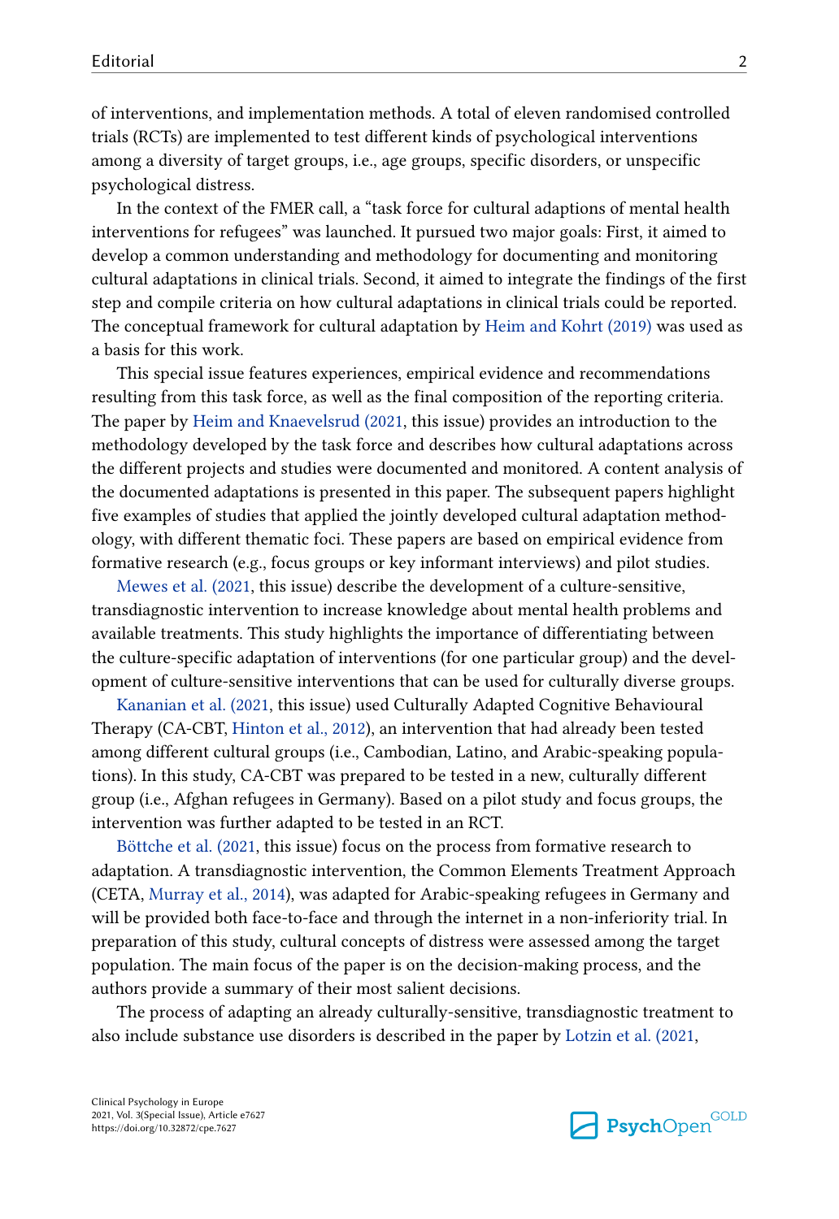of interventions, and implementation methods. A total of eleven randomised controlled trials (RCTs) are implemented to test different kinds of psychological interventions among a diversity of target groups, i.e., age groups, specific disorders, or unspecific psychological distress.

In the context of the FMER call, a "task force for cultural adaptions of mental health interventions for refugees" was launched. It pursued two major goals: First, it aimed to develop a common understanding and methodology for documenting and monitoring cultural adaptations in clinical trials. Second, it aimed to integrate the findings of the first step and compile criteria on how cultural adaptations in clinical trials could be reported. The conceptual framework for cultural adaptation by Heim and Kohrt (2019) was used as a basis for this work.

This special issue features experiences, empirical evidence and recommendations resulting from this task force, as well as the final composition of the reporting criteria. The paper by Heim and Knaevelsrud (2021, this issue) provides an introduction to the methodology developed by the task force and describes how cultural adaptations across the different projects and studies were documented and monitored. A content analysis of the documented adaptations is presented in this paper. The subsequent papers highlight five examples of studies that applied the jointly developed cultural adaptation methodology, with different thematic foci. These papers are based on empirical evidence from formative research (e.g., focus groups or key informant interviews) and pilot studies.

Mewes et al. (2021, this issue) describe the development of a culture-sensitive, transdiagnostic intervention to increase knowledge about mental health problems and available treatments. This study highlights the importance of differentiating between the culture-specific adaptation of interventions (for one particular group) and the development of culture-sensitive interventions that can be used for culturally diverse groups.

Kananian et al. (2021, this issue) used Culturally Adapted Cognitive Behavioural Therapy (CA-CBT, Hinton et al., 2012), an intervention that had already been tested among different cultural groups (i.e., Cambodian, Latino, and Arabic-speaking populations). In this study, CA-CBT was prepared to be tested in a new, culturally different group (i.e., Afghan refugees in Germany). Based on a pilot study and focus groups, the intervention was further adapted to be tested in an RCT.

Böttche et al. (2021, this issue) focus on the process from formative research to adaptation. A transdiagnostic intervention, the Common Elements Treatment Approach (CETA, Murray et al., 2014), was adapted for Arabic-speaking refugees in Germany and will be provided both face-to-face and through the internet in a non-inferiority trial. In preparation of this study, cultural concepts of distress were assessed among the target population. The main focus of the paper is on the decision-making process, and the authors provide a summary of their most salient decisions.

The process of adapting an already culturally-sensitive, transdiagnostic treatment to also include substance use disorders is described in the paper by Lotzin et al. (2021,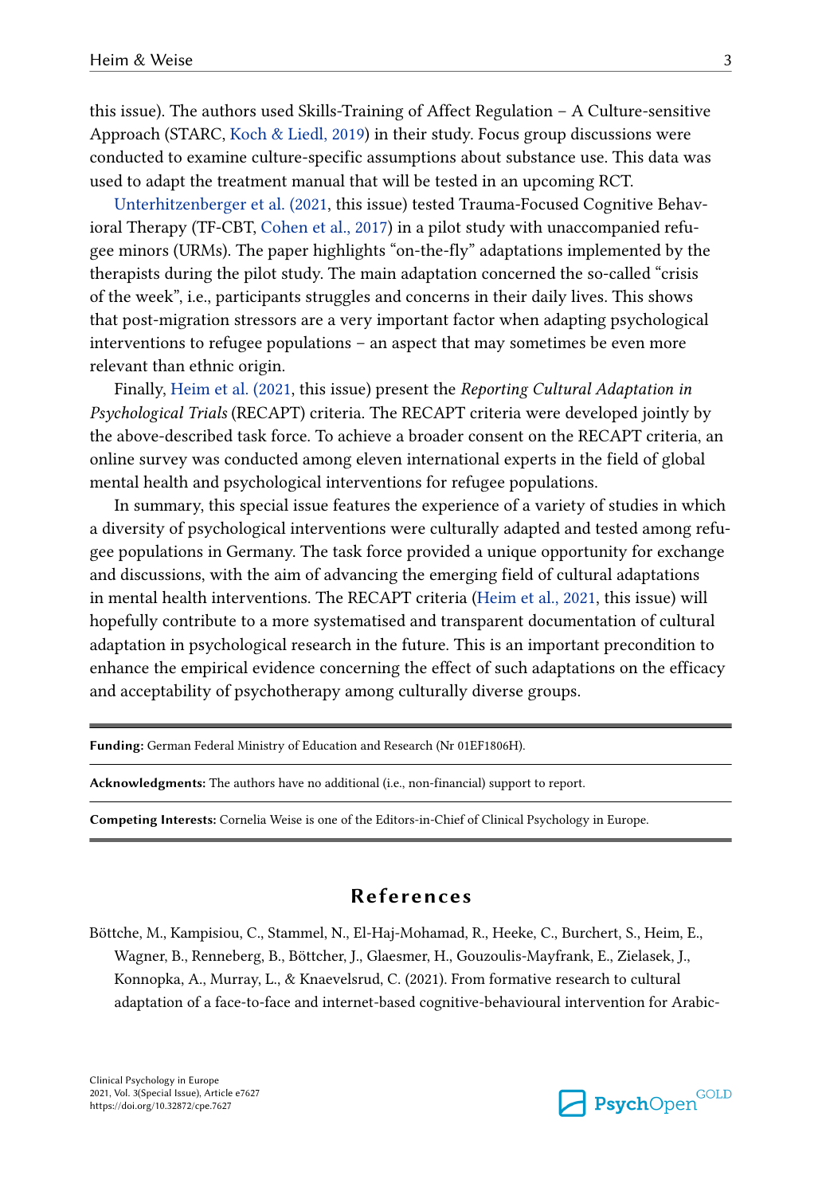this issue). The authors used Skills-Training of Affect Regulation – A Culture-sensitive Approach (STARC, Koch & Liedl, 2019) in their study. Focus group discussions were conducted to examine culture-specific assumptions about substance use. This data was used to adapt the treatment manual that will be tested in an upcoming RCT.

Unterhitzenberger et al. (2021, this issue) tested Trauma-Focused Cognitive Behavioral Therapy (TF-CBT, Cohen et al., 2017) in a pilot study with unaccompanied refugee minors (URMs). The paper highlights "on-the-fly" adaptations implemented by the therapists during the pilot study. The main adaptation concerned the so-called "crisis of the week", i.e., participants struggles and concerns in their daily lives. This shows that post-migration stressors are a very important factor when adapting psychological interventions to refugee populations – an aspect that may sometimes be even more relevant than ethnic origin.

Finally, Heim et al. (2021, this issue) present the *Reporting Cultural Adaptation in Psychological Trials* (RECAPT) criteria. The RECAPT criteria were developed jointly by the above-described task force. To achieve a broader consent on the RECAPT criteria, an online survey was conducted among eleven international experts in the field of global mental health and psychological interventions for refugee populations.

In summary, this special issue features the experience of a variety of studies in which a diversity of psychological interventions were culturally adapted and tested among refugee populations in Germany. The task force provided a unique opportunity for exchange and discussions, with the aim of advancing the emerging field of cultural adaptations in mental health interventions. The RECAPT criteria (Heim et al., 2021, this issue) will hopefully contribute to a more systematised and transparent documentation of cultural adaptation in psychological research in the future. This is an important precondition to enhance the empirical evidence concerning the effect of such adaptations on the efficacy and acceptability of psychotherapy among culturally diverse groups.

**Funding:** German Federal Ministry of Education and Research (Nr 01EF1806H).

**Acknowledgments:** The authors have no additional (i.e., non-financial) support to report.

**Competing Interests:** Cornelia Weise is one of the Editors-in-Chief of Clinical Psychology in Europe.

## References

Böttche, M., Kampisiou, C., Stammel, N., El-Haj-Mohamad, R., Heeke, C., Burchert, S., Heim, E., Wagner, B., Renneberg, B., Böttcher, J., Glaesmer, H., Gouzoulis-Mayfrank, E., Zielasek, J., Konnopka, A., Murray, L., & Knaevelsrud, C. (2021). From formative research to cultural adaptation of a face-to-face and internet-based cognitive-behavioural intervention for Arabic-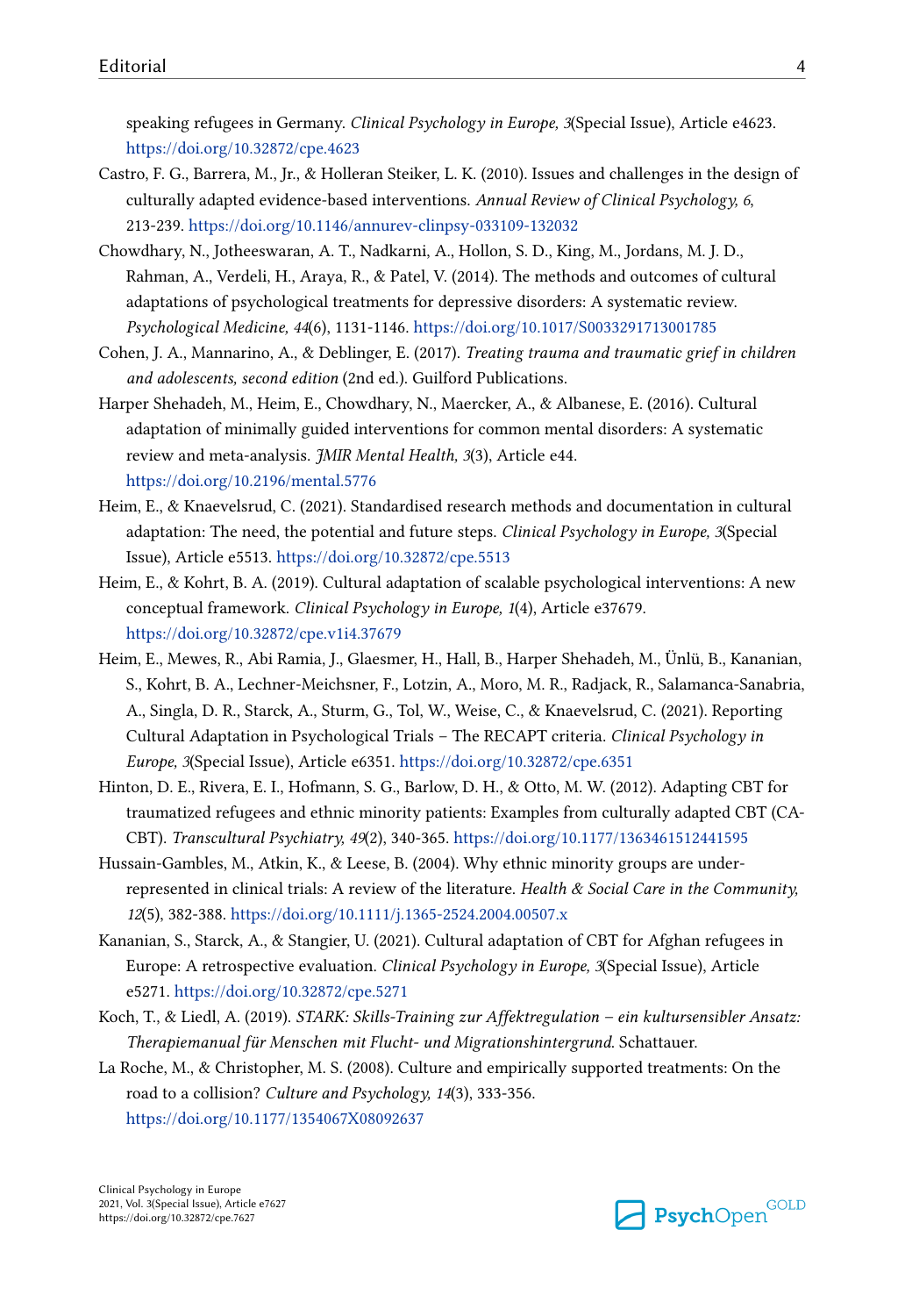speaking refugees in Germany. *Clinical Psychology in Europe, 3*(Special Issue), Article e4623. https://doi.org/10.32872/cpe.4623

Castro, F. G., Barrera, M., Jr., & Holleran Steiker, L. K. (2010). Issues and challenges in the design of culturally adapted evidence-based interventions. *Annual Review of Clinical Psychology, 6*, 213-239. https://doi.org/10.1146/annurev-clinpsy-033109-132032

Chowdhary, N., Jotheeswaran, A. T., Nadkarni, A., Hollon, S. D., King, M., Jordans, M. J. D., Rahman, A., Verdeli, H., Araya, R., & Patel, V. (2014). The methods and outcomes of cultural adaptations of psychological treatments for depressive disorders: A systematic review. *Psychological Medicine, 44*(6), 1131-1146. https://doi.org/10.1017/S0033291713001785

Cohen, J. A., Mannarino, A., & Deblinger, E. (2017). *Treating trauma and traumatic grief in children and adolescents, second edition* (2nd ed.). Guilford Publications.

Harper Shehadeh, M., Heim, E., Chowdhary, N., Maercker, A., & Albanese, E. (2016). Cultural adaptation of minimally guided interventions for common mental disorders: A systematic review and meta-analysis. *JMIR Mental Health, 3*(3), Article e44. https://doi.org/10.2196/mental.5776

Heim, E., & Knaevelsrud, C. (2021). Standardised research methods and documentation in cultural adaptation: The need, the potential and future steps. *Clinical Psychology in Europe, 3*(Special Issue), Article e5513. https://doi.org/10.32872/cpe.5513

Heim, E., & Kohrt, B. A. (2019). Cultural adaptation of scalable psychological interventions: A new conceptual framework. *Clinical Psychology in Europe, 1*(4), Article e37679. https://doi.org/10.32872/cpe.v1i4.37679

Heim, E., Mewes, R., Abi Ramia, J., Glaesmer, H., Hall, B., Harper Shehadeh, M., Ünlü, B., Kananian, S., Kohrt, B. A., Lechner-Meichsner, F., Lotzin, A., Moro, M. R., Radjack, R., Salamanca-Sanabria, A., Singla, D. R., Starck, A., Sturm, G., Tol, W., Weise, C., & Knaevelsrud, C. (2021). Reporting Cultural Adaptation in Psychological Trials – The RECAPT criteria. *Clinical Psychology in Europe, 3*(Special Issue), Article e6351. https://doi.org/10.32872/cpe.6351

Hinton, D. E., Rivera, E. I., Hofmann, S. G., Barlow, D. H., & Otto, M. W. (2012). Adapting CBT for traumatized refugees and ethnic minority patients: Examples from culturally adapted CBT (CA-CBT). *Transcultural Psychiatry, 49*(2), 340-365. https://doi.org/10.1177/1363461512441595

Hussain-Gambles, M., Atkin, K., & Leese, B. (2004). Why ethnic minority groups are under-represented in clinical trials: A review of the literature. *Health & Social Care in the Community, 12*(5), 382-388. https://doi.org/10.1111/j.1365-2524.2004.00507.x

Kananian, S., Starck, A., & Stangier, U. (2021). Cultural adaptation of CBT for Afghan refugees in Europe: A retrospective evaluation. *Clinical Psychology in Europe, 3*(Special Issue), Article e5271. https://doi.org/10.32872/cpe.5271

Koch, T., & Liedl, A. (2019). *STARK: Skills-Training zur Affektregulation – ein kultursensibler Ansatz: Therapiemanual für Menschen mit Flucht- und Migrationshintergrund*. Schattauer.

La Roche, M., & Christopher, M. S. (2008). Culture and empirically supported treatments: On the road to a collision? *Culture and Psychology, 14*(3), 333-356. https://doi.org/10.1177/1354067X08092637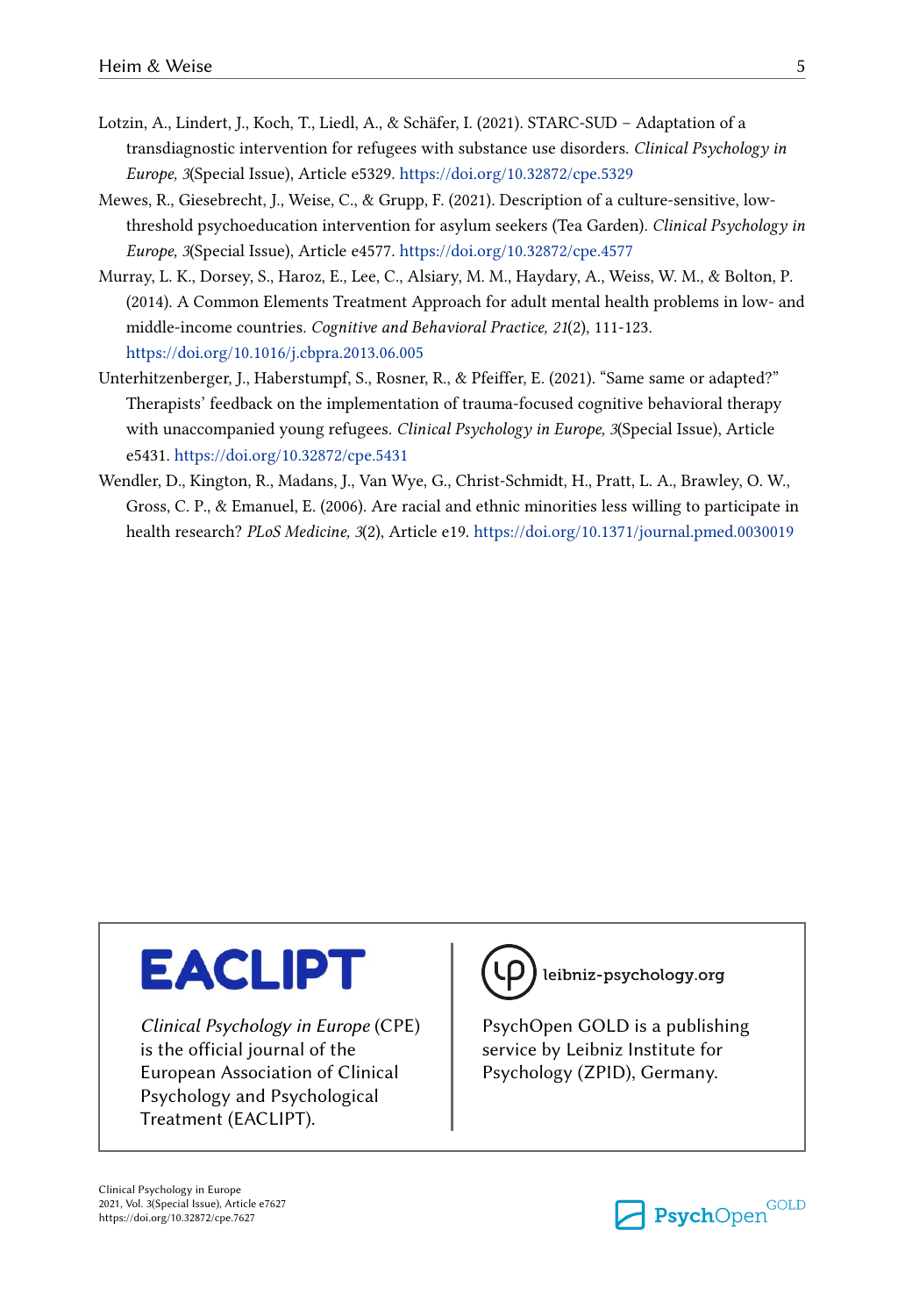Lotzin, A., Lindert, J., Koch, T., Liedl, A., & Schäfer, I. (2021). STARC-SUD – Adaptation of a transdiagnostic intervention for refugees with substance use disorders. *Clinical Psychology in Europe, 3*(Special Issue), Article e5329. https://doi.org/10.32872/cpe.5329

Mewes, R., Giesebrecht, J., Weise, C., & Grupp, F. (2021). Description of a culture-sensitive, low-threshold psychoeducation intervention for asylum seekers (Tea Garden). *Clinical Psychology in Europe, 3*(Special Issue), Article e4577. https://doi.org/10.32872/cpe.4577

Murray, L. K., Dorsey, S., Haroz, E., Lee, C., Alsiary, M. M., Haydary, A., Weiss, W. M., & Bolton, P. (2014). A Common Elements Treatment Approach for adult mental health problems in low- and middle-income countries. *Cognitive and Behavioral Practice, 21*(2), 111-123. https://doi.org/10.1016/j.cbpra.2013.06.005

Unterhitzenberger, J., Haberstumpf, S., Rosner, R., & Pfeiffer, E. (2021). "Same same or adapted?" Therapists' feedback on the implementation of trauma-focused cognitive behavioral therapy with unaccompanied young refugees. *Clinical Psychology in Europe, 3*(Special Issue), Article e5431. https://doi.org/10.32872/cpe.5431

Wendler, D., Kington, R., Madans, J., Van Wye, G., Christ-Schmidt, H., Pratt, L. A., Brawley, O. W., Gross, C. P., & Emanuel, E. (2006). Are racial and ethnic minorities less willing to participate in health research? *PLoS Medicine, 3*(2), Article e19. https://doi.org/10.1371/journal.pmed.0030019

EACLIPT

*Clinical Psychology in Europe* (CPE) is the official journal of the European Association of Clinical Psychology and Psychological Treatment (EACLIPT).

leibniz-psychology.org

PsychOpen GOLD is a publishing service by Leibniz Institute for Psychology (ZPID), Germany.